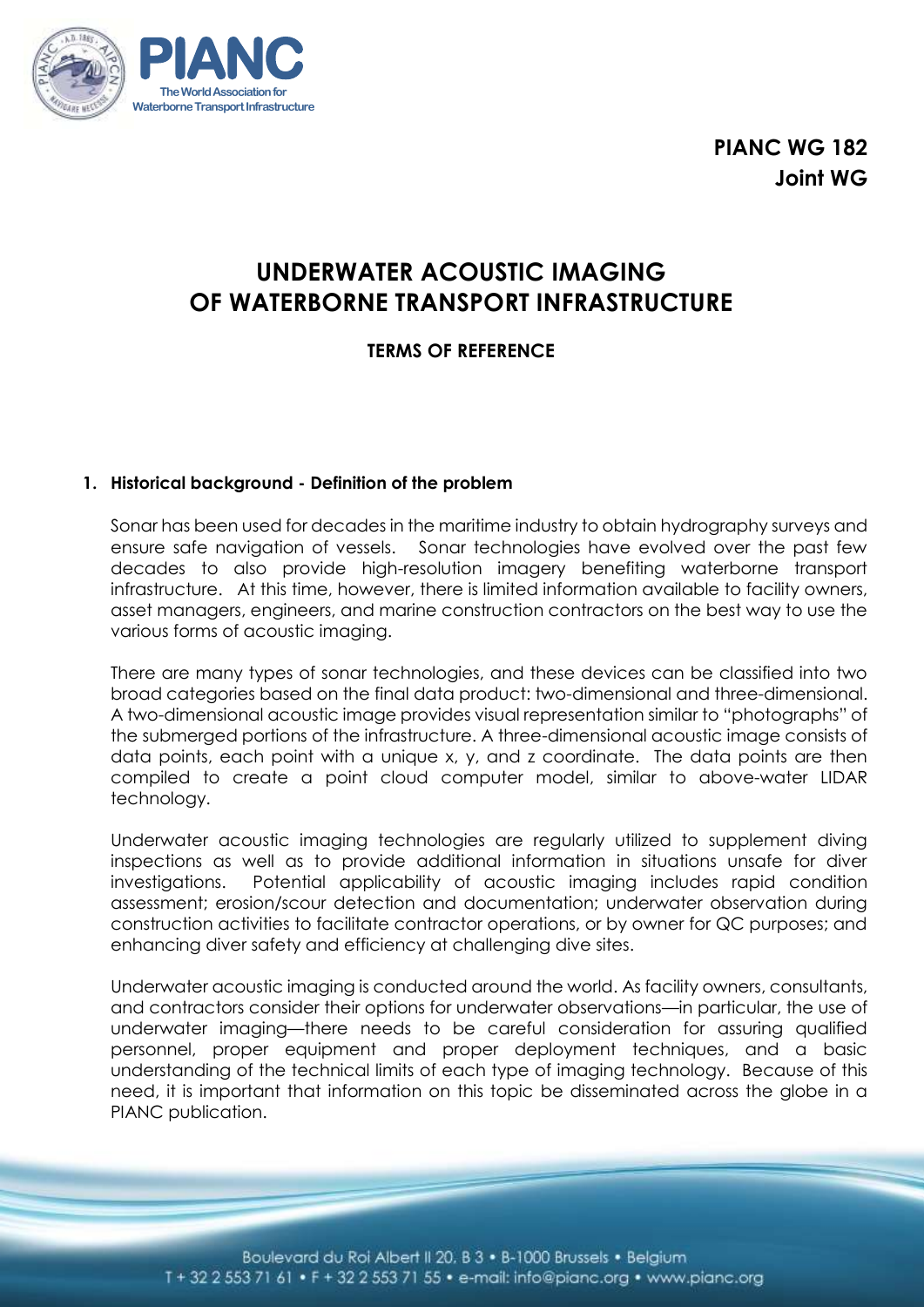**PIANC WG 182**
**Joint WG**

# UNDERWATER ACOUSTIC IMAGING OF WATERBORNE TRANSPORT INFRASTRUCTURE

**TERMS OF REFERENCE**

## 1. Historical background - Definition of the problem

Sonar has been used for decades in the maritime industry to obtain hydrography surveys and ensure safe navigation of vessels. Sonar technologies have evolved over the past few decades to also provide high-resolution imagery benefiting waterborne transport infrastructure. At this time, however, there is limited information available to facility owners, asset managers, engineers, and marine construction contractors on the best way to use the various forms of acoustic imaging.

There are many types of sonar technologies, and these devices can be classified into two broad categories based on the final data product: two-dimensional and three-dimensional. A two-dimensional acoustic image provides visual representation similar to "photographs" of the submerged portions of the infrastructure. A three-dimensional acoustic image consists of data points, each point with a unique x, y, and z coordinate. The data points are then compiled to create a point cloud computer model, similar to above-water LIDAR technology.

Underwater acoustic imaging technologies are regularly utilized to supplement diving inspections as well as to provide additional information in situations unsafe for diver investigations. Potential applicability of acoustic imaging includes rapid condition assessment; erosion/scour detection and documentation; underwater observation during construction activities to facilitate contractor operations, or by owner for QC purposes; and enhancing diver safety and efficiency at challenging dive sites.

Underwater acoustic imaging is conducted around the world. As facility owners, consultants, and contractors consider their options for underwater observations—in particular, the use of underwater imaging—there needs to be careful consideration for assuring qualified personnel, proper equipment and proper deployment techniques, and a basic understanding of the technical limits of each type of imaging technology. Because of this need, it is important that information on this topic be disseminated across the globe in a PIANC publication.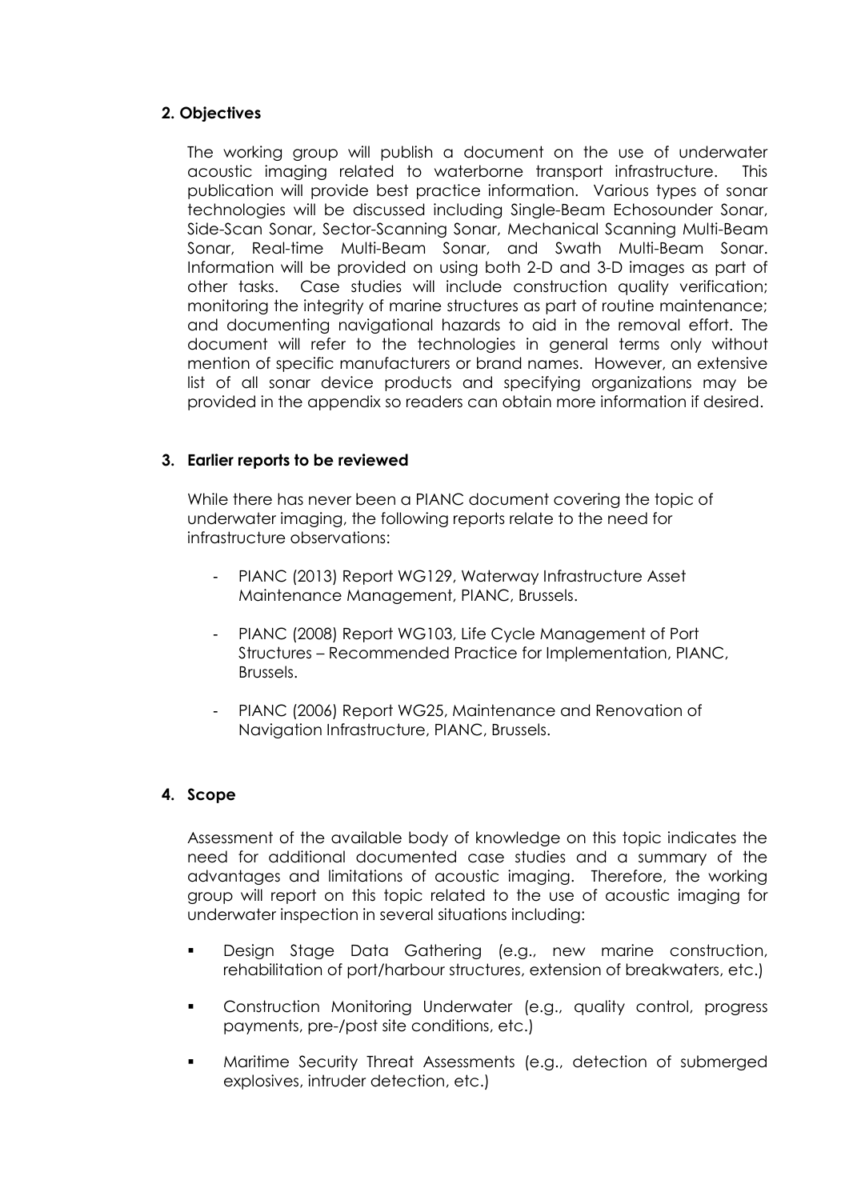## 2. Objectives

The working group will publish a document on the use of underwater acoustic imaging related to waterborne transport infrastructure. This publication will provide best practice information. Various types of sonar technologies will be discussed including Single-Beam Echosounder Sonar, Side-Scan Sonar, Sector-Scanning Sonar, Mechanical Scanning Multi-Beam Sonar, Real-time Multi-Beam Sonar, and Swath Multi-Beam Sonar. Information will be provided on using both 2-D and 3-D images as part of other tasks. Case studies will include construction quality verification; monitoring the integrity of marine structures as part of routine maintenance; and documenting navigational hazards to aid in the removal effort. The document will refer to the technologies in general terms only without mention of specific manufacturers or brand names. However, an extensive list of all sonar device products and specifying organizations may be provided in the appendix so readers can obtain more information if desired.

## 3. Earlier reports to be reviewed

While there has never been a PIANC document covering the topic of underwater imaging, the following reports relate to the need for infrastructure observations:

- PIANC (2013) Report WG129, Waterway Infrastructure Asset Maintenance Management, PIANC, Brussels.
- PIANC (2008) Report WG103, Life Cycle Management of Port Structures – Recommended Practice for Implementation, PIANC, Brussels.
- PIANC (2006) Report WG25, Maintenance and Renovation of Navigation Infrastructure, PIANC, Brussels.

## 4. Scope

Assessment of the available body of knowledge on this topic indicates the need for additional documented case studies and a summary of the advantages and limitations of acoustic imaging. Therefore, the working group will report on this topic related to the use of acoustic imaging for underwater inspection in several situations including:

- Design Stage Data Gathering (e.g., new marine construction, rehabilitation of port/harbour structures, extension of breakwaters, etc.)
- Construction Monitoring Underwater (e.g., quality control, progress payments, pre-/post site conditions, etc.)
- Maritime Security Threat Assessments (e.g., detection of submerged explosives, intruder detection, etc.)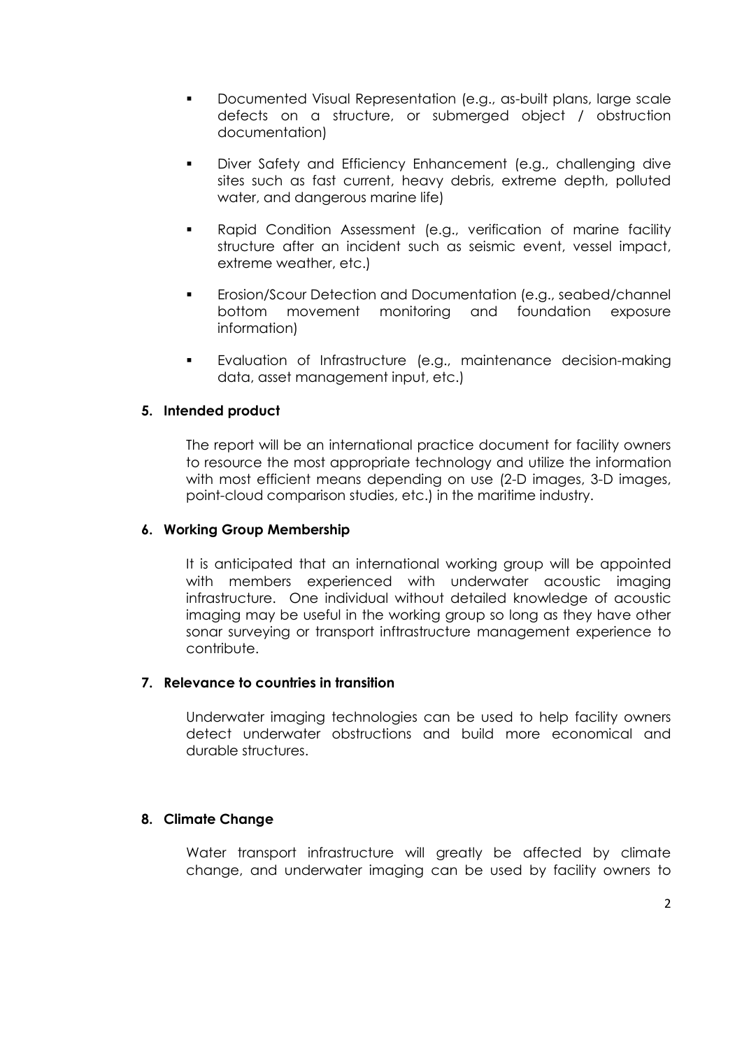- Documented Visual Representation (e.g., as-built plans, large scale defects on a structure, or submerged object / obstruction documentation)
- Diver Safety and Efficiency Enhancement (e.g., challenging dive sites such as fast current, heavy debris, extreme depth, polluted water, and dangerous marine life)
- Rapid Condition Assessment (e.g., verification of marine facility structure after an incident such as seismic event, vessel impact, extreme weather, etc.)
- Erosion/Scour Detection and Documentation (e.g., seabed/channel bottom movement monitoring and foundation exposure information)
- Evaluation of Infrastructure (e.g., maintenance decision-making data, asset management input, etc.)

**5. Intended product**

The report will be an international practice document for facility owners to resource the most appropriate technology and utilize the information with most efficient means depending on use (2-D images, 3-D images, point-cloud comparison studies, etc.) in the maritime industry.

**6. Working Group Membership**

It is anticipated that an international working group will be appointed with members experienced with underwater acoustic imaging infrastructure. One individual without detailed knowledge of acoustic imaging may be useful in the working group so long as they have other sonar surveying or transport inftrastructure management experience to contribute.

**7. Relevance to countries in transition**

Underwater imaging technologies can be used to help facility owners detect underwater obstructions and build more economical and durable structures.

**8. Climate Change**

Water transport infrastructure will greatly be affected by climate change, and underwater imaging can be used by facility owners to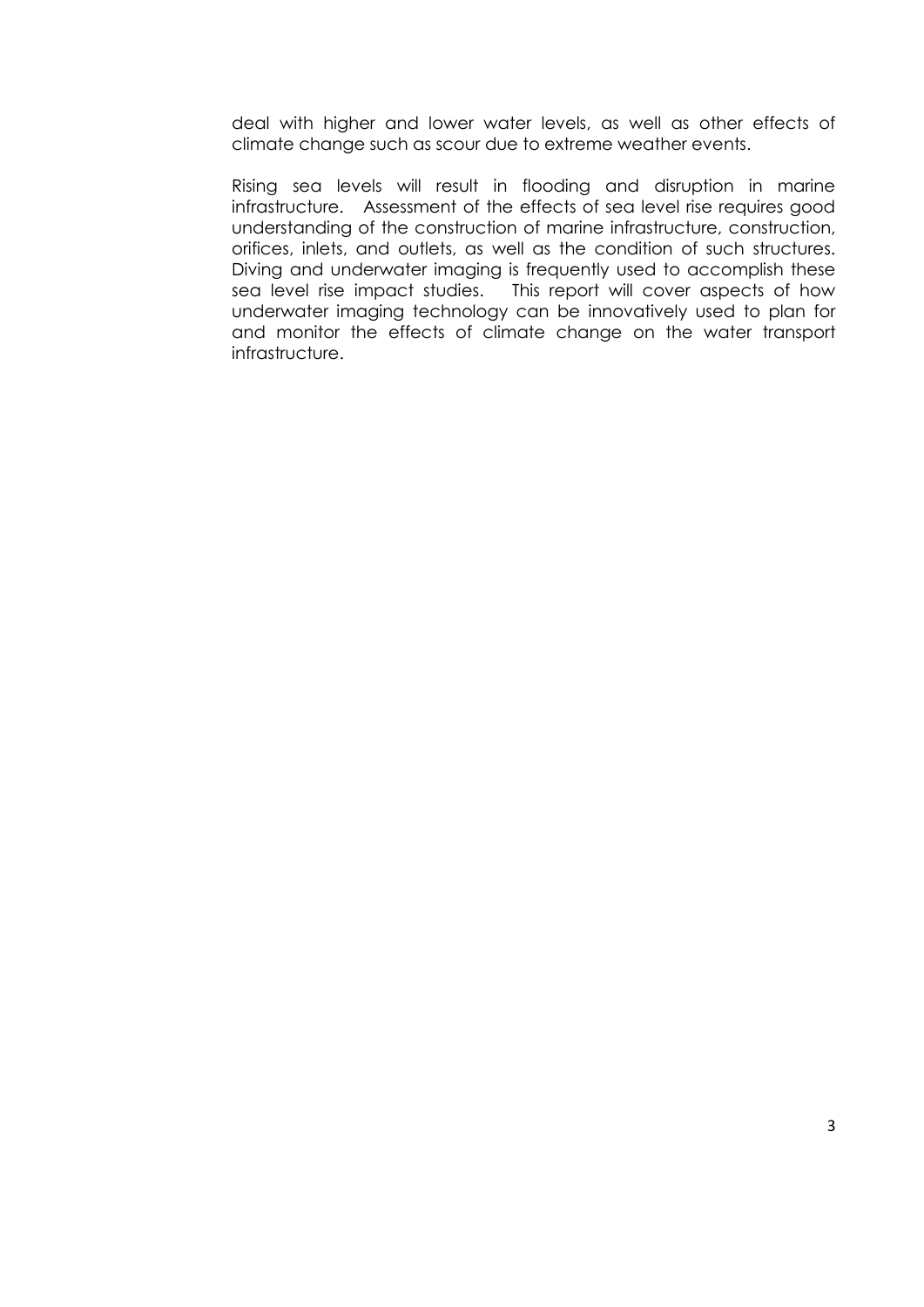deal with higher and lower water levels, as well as other effects of climate change such as scour due to extreme weather events.

Rising sea levels will result in flooding and disruption in marine infrastructure. Assessment of the effects of sea level rise requires good understanding of the construction of marine infrastructure, construction, orifices, inlets, and outlets, as well as the condition of such structures. Diving and underwater imaging is frequently used to accomplish these sea level rise impact studies. This report will cover aspects of how underwater imaging technology can be innovatively used to plan for and monitor the effects of climate change on the water transport infrastructure.